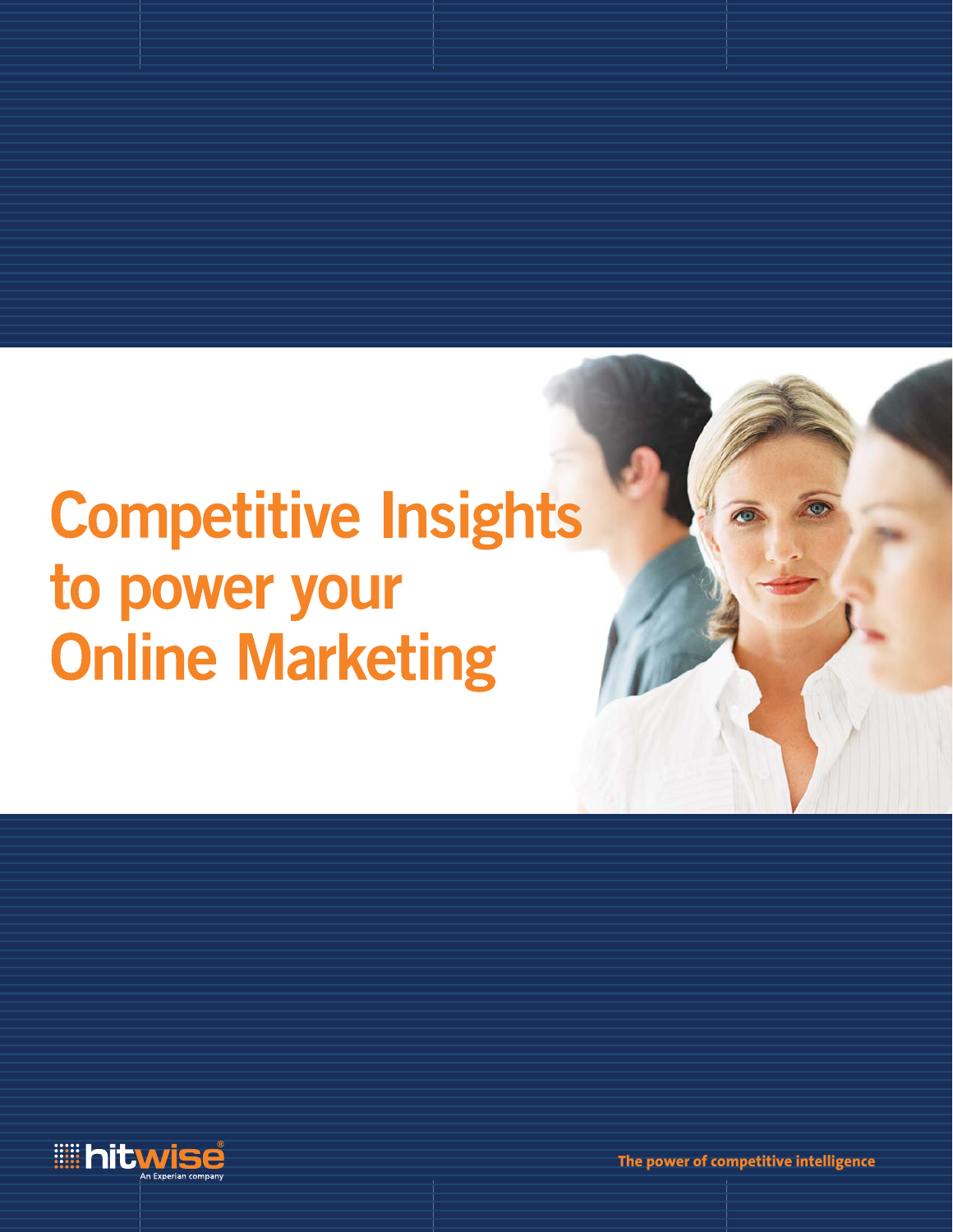# Competitive Insights to power your Online Marketing

hitwise
An Experian company

The power of competitive intelligence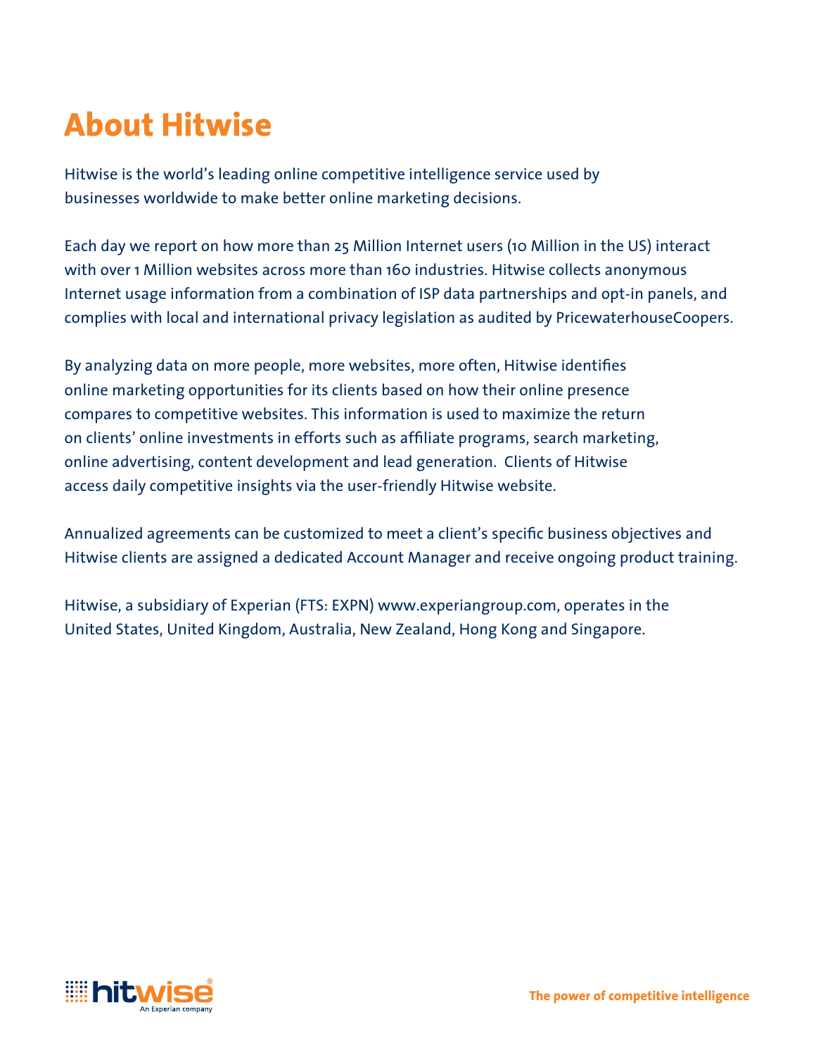# About Hitwise

Hitwise is the world's leading online competitive intelligence service used by businesses worldwide to make better online marketing decisions.

Each day we report on how more than 25 Million Internet users (10 Million in the US) interact with over 1 Million websites across more than 160 industries. Hitwise collects anonymous Internet usage information from a combination of ISP data partnerships and opt-in panels, and complies with local and international privacy legislation as audited by PricewaterhouseCoopers.

By analyzing data on more people, more websites, more often, Hitwise identifies online marketing opportunities for its clients based on how their online presence compares to competitive websites. This information is used to maximize the return on clients' online investments in efforts such as affiliate programs, search marketing, online advertising, content development and lead generation. Clients of Hitwise access daily competitive insights via the user-friendly Hitwise website.

Annualized agreements can be customized to meet a client's specific business objectives and Hitwise clients are assigned a dedicated Account Manager and receive ongoing product training.

Hitwise, a subsidiary of Experian (FTS: EXPN) www.experiangroup.com, operates in the United States, United Kingdom, Australia, New Zealand, Hong Kong and Singapore.

hitwise® An Experian company

The power of competitive intelligence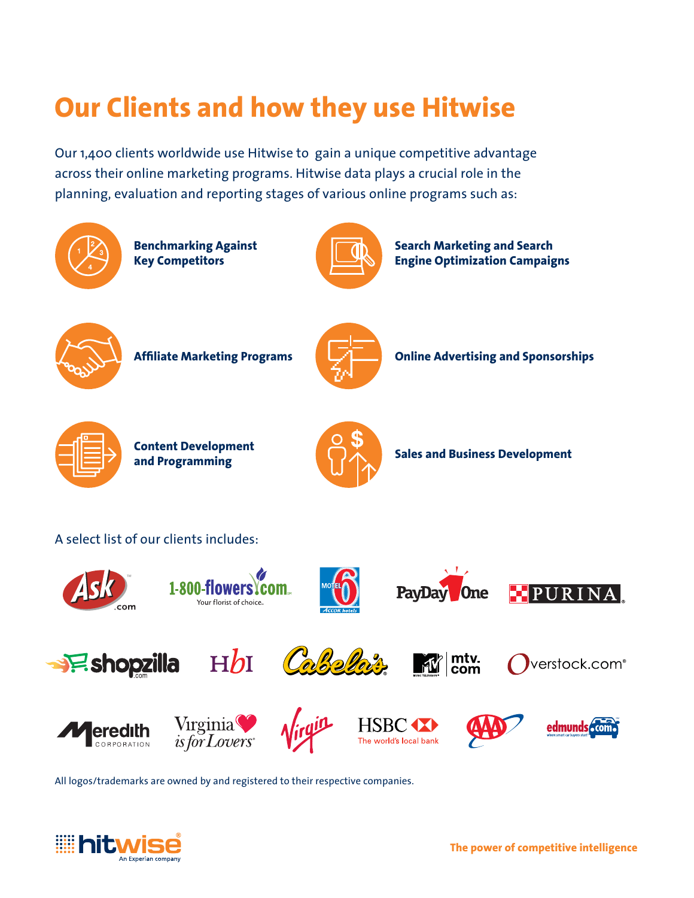# Our Clients and how they use Hitwise

Our 1,400 clients worldwide use Hitwise to gain a unique competitive advantage across their online marketing programs. Hitwise data plays a crucial role in the planning, evaluation and reporting stages of various online programs such as:

- **Benchmarking Against Key Competitors**
- **Search Marketing and Search Engine Optimization Campaigns**
- **Affiliate Marketing Programs**
- **Online Advertising and Sponsorships**
- **Content Development and Programming**
- **Sales and Business Development**

A select list of our clients includes:

Ask.com, 1-800-flowers.com, Motel 6, PayDay One, Purina, Shopzilla, HbI, Cabela's, mtv.com, Overstock.com, Meredith Corporation, Virginia is for Lovers, Virgin, HSBC, AAA, edmunds.com

All logos/trademarks are owned by and registered to their respective companies.

hitwise — An Experian company

The power of competitive intelligence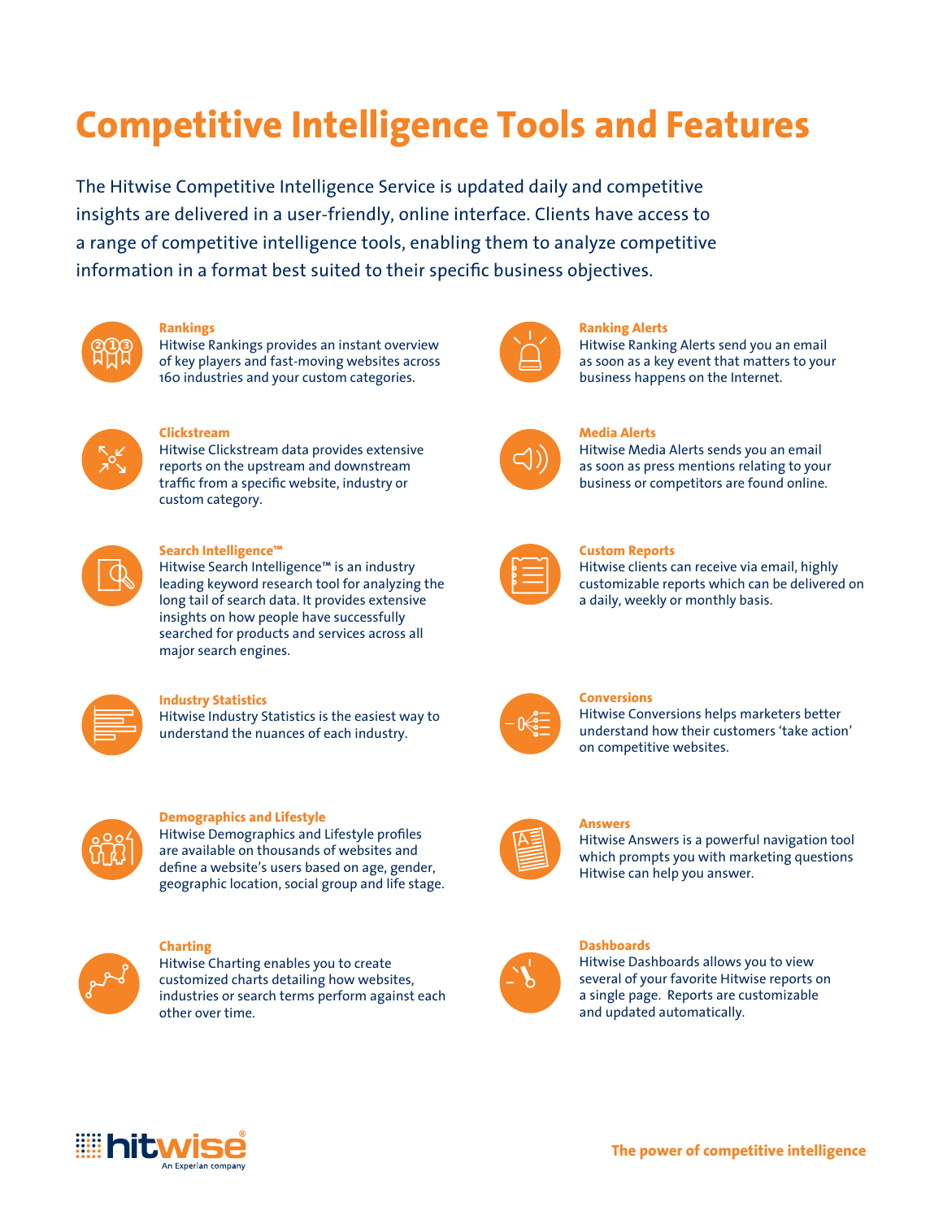# Competitive Intelligence Tools and Features

The Hitwise Competitive Intelligence Service is updated daily and competitive insights are delivered in a user-friendly, online interface. Clients have access to a range of competitive intelligence tools, enabling them to analyze competitive information in a format best suited to their specific business objectives.

### Rankings

Hitwise Rankings provides an instant overview of key players and fast-moving websites across 160 industries and your custom categories.

### Clickstream

Hitwise Clickstream data provides extensive reports on the upstream and downstream traffic from a specific website, industry or custom category.

### Search Intelligence™

Hitwise Search Intelligence™ is an industry leading keyword research tool for analyzing the long tail of search data. It provides extensive insights on how people have successfully searched for products and services across all major search engines.

### Industry Statistics

Hitwise Industry Statistics is the easiest way to understand the nuances of each industry.

### Demographics and Lifestyle

Hitwise Demographics and Lifestyle profiles are available on thousands of websites and define a website's users based on age, gender, geographic location, social group and life stage.

### Charting

Hitwise Charting enables you to create customized charts detailing how websites, industries or search terms perform against each other over time.

### Ranking Alerts

Hitwise Ranking Alerts send you an email as soon as a key event that matters to your business happens on the Internet.

### Media Alerts

Hitwise Media Alerts sends you an email as soon as press mentions relating to your business or competitors are found online.

### Custom Reports

Hitwise clients can receive via email, highly customizable reports which can be delivered on a daily, weekly or monthly basis.

### Conversions

Hitwise Conversions helps marketers better understand how their customers 'take action' on competitive websites.

### Answers

Hitwise Answers is a powerful navigation tool which prompts you with marketing questions Hitwise can help you answer.

### Dashboards

Hitwise Dashboards allows you to view several of your favorite Hitwise reports on a single page. Reports are customizable and updated automatically.

hitwise® An Experian company

**The power of competitive intelligence**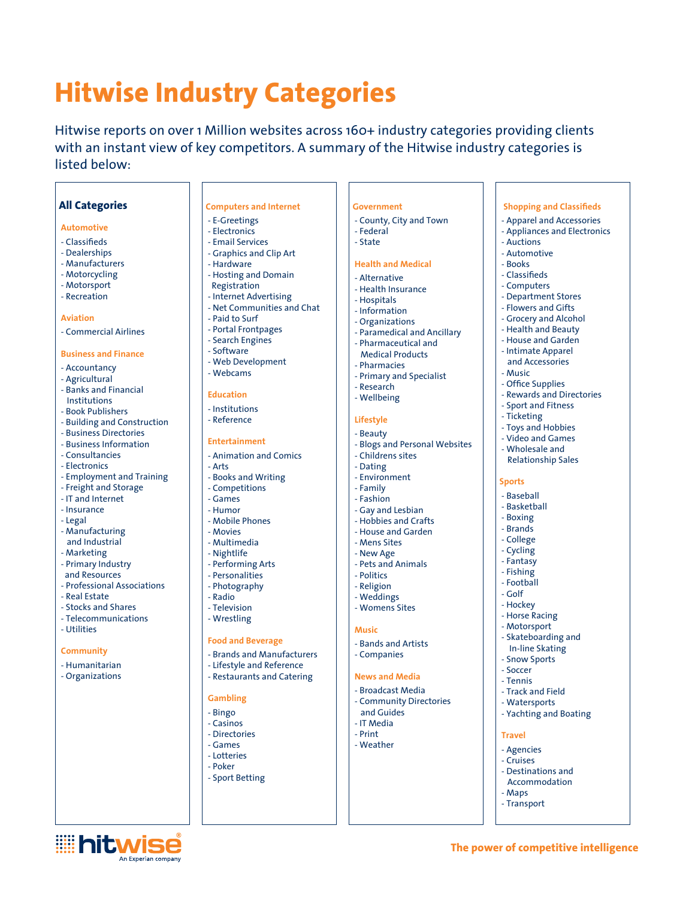# Hitwise Industry Categories

Hitwise reports on over 1 Million websites across 160+ industry categories providing clients with an instant view of key competitors. A summary of the Hitwise industry categories is listed below:

## All Categories

### Automotive

- Classifieds
- Dealerships
- Manufacturers
- Motorcycling
- Motorsport
- Recreation

### Aviation

- Commercial Airlines

### Business and Finance

- Accountancy
- Agricultural
- Banks and Financial Institutions
- Book Publishers
- Building and Construction
- Business Directories
- Business Information
- Consultancies
- Electronics
- Employment and Training
- Freight and Storage
- IT and Internet
- Insurance
- Legal
- Manufacturing and Industrial
- Marketing
- Primary Industry and Resources
- Professional Associations
- Real Estate
- Stocks and Shares
- Telecommunications
- Utilities

### Community

- Humanitarian
- Organizations

### Computers and Internet

- E-Greetings
- Electronics
- Email Services
- Graphics and Clip Art
- Hardware
- Hosting and Domain Registration
- Internet Advertising
- Net Communities and Chat
- Paid to Surf
- Portal Frontpages
- Search Engines
- Software
- Web Development
- Webcams

### Education

- Institutions
- Reference

### Entertainment

- Animation and Comics
- Arts
- Books and Writing
- Competitions
- Games
- Humor
- Mobile Phones
- Movies
- Multimedia
- Nightlife
- Performing Arts
- Personalities
- Photography
- Radio
- Television
- Wrestling

### Food and Beverage

- Brands and Manufacturers
- Lifestyle and Reference
- Restaurants and Catering

### Gambling

- Bingo
- Casinos
- Directories
- Games
- Lotteries
- Poker
- Sport Betting

### Government

- County, City and Town
- Federal
- State

### Health and Medical

- Alternative
- Health Insurance
- Hospitals
- Information
- Organizations
- Paramedical and Ancillary
- Pharmaceutical and Medical Products
- Pharmacies
- Primary and Specialist
- Research
- Wellbeing

### Lifestyle

- Beauty
- Blogs and Personal Websites
- Childrens sites
- Dating
- Environment
- Family
- Fashion
- Gay and Lesbian
- Hobbies and Crafts
- House and Garden
- Mens Sites
- New Age
- Pets and Animals
- Politics
- Religion
- Weddings
- Womens Sites

### Music

- Bands and Artists
- Companies

### News and Media

- Broadcast Media
- Community Directories and Guides
- IT Media
- Print
- Weather

### Shopping and Classifieds

- Apparel and Accessories
- Appliances and Electronics
- Auctions
- Automotive
- Books
- Classifieds
- Computers
- Department Stores
- Flowers and Gifts
- Grocery and Alcohol
- Health and Beauty
- House and Garden
- Intimate Apparel and Accessories
- Music
- Office Supplies
- Rewards and Directories
- Sport and Fitness
- Ticketing
- Toys and Hobbies
- Video and Games
- Wholesale and Relationship Sales

### Sports

- Baseball
- Basketball
- Boxing
- Brands
- College
- Cycling
- Fantasy
- Fishing
- Football
- Golf
- Hockey
- Horse Racing
- Motorsport
- Skateboarding and In-line Skating
- Snow Sports
- Soccer
- Tennis
- Track and Field
- Watersports
- Yachting and Boating

### Travel

- Agencies
- Cruises
- Destinations and Accommodation
- Maps
- Transport

hitwise® An Experian company

**The power of competitive intelligence**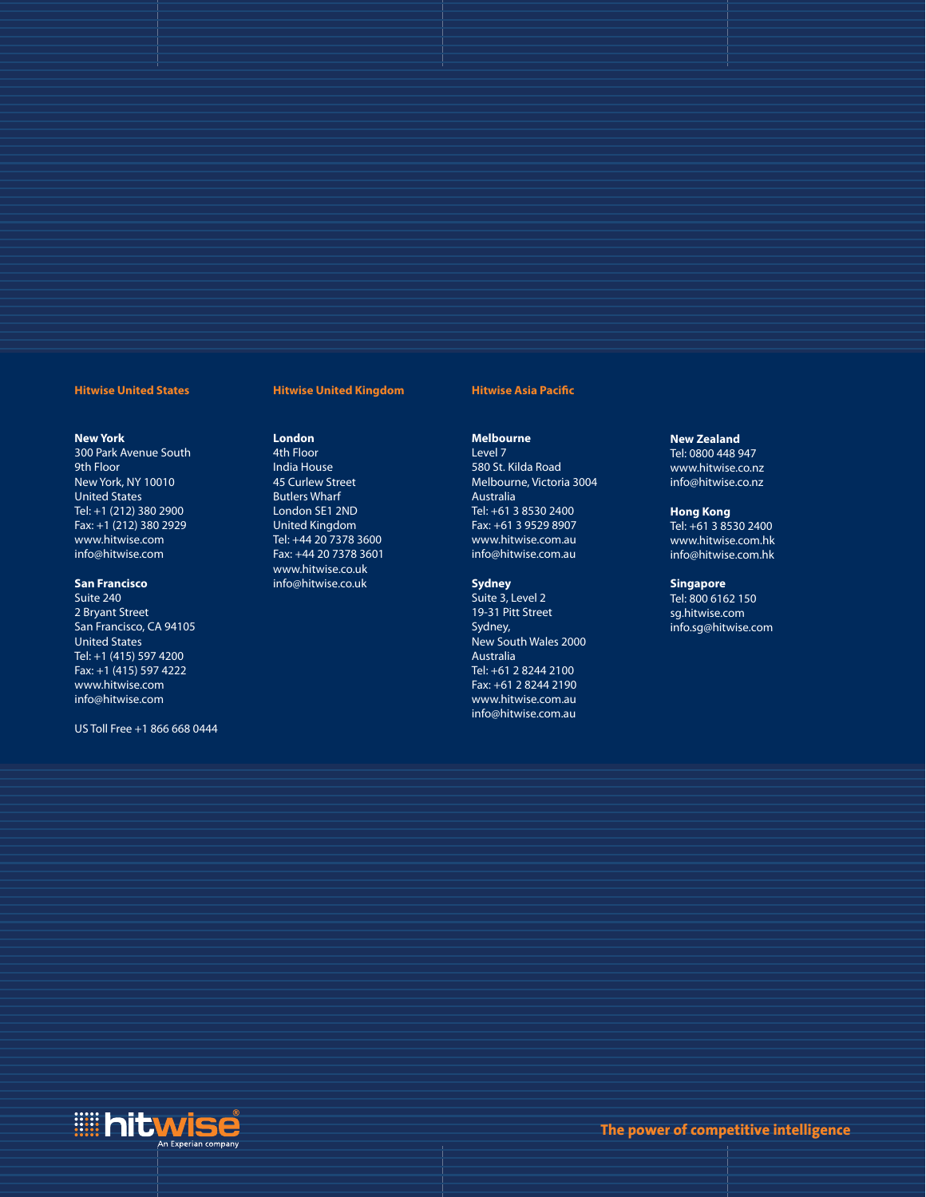## Hitwise United States

**New York**
300 Park Avenue South
9th Floor
New York, NY 10010
United States
Tel: +1 (212) 380 2900
Fax: +1 (212) 380 2929
www.hitwise.com
info@hitwise.com

**San Francisco**
Suite 240
2 Bryant Street
San Francisco, CA 94105
United States
Tel: +1 (415) 597 4200
Fax: +1 (415) 597 4222
www.hitwise.com
info@hitwise.com

US Toll Free +1 866 668 0444

## Hitwise United Kingdom

**London**
4th Floor
India House
45 Curlew Street
Butlers Wharf
London SE1 2ND
United Kingdom
Tel: +44 20 7378 3600
Fax: +44 20 7378 3601
www.hitwise.co.uk
info@hitwise.co.uk

## Hitwise Asia Pacific

**Melbourne**
Level 7
580 St. Kilda Road
Melbourne, Victoria 3004
Australia
Tel: +61 3 8530 2400
Fax: +61 3 9529 8907
www.hitwise.com.au
info@hitwise.com.au

**Sydney**
Suite 3, Level 2
19-31 Pitt Street
Sydney,
New South Wales 2000
Australia
Tel: +61 2 8244 2100
Fax: +61 2 8244 2190
www.hitwise.com.au
info@hitwise.com.au

**New Zealand**
Tel: 0800 448 947
www.hitwise.co.nz
info@hitwise.co.nz

**Hong Kong**
Tel: +61 3 8530 2400
www.hitwise.com.hk
info@hitwise.com.hk

**Singapore**
Tel: 800 6162 150
sg.hitwise.com
info.sg@hitwise.com

hitwise®
An Experian company

The power of competitive intelligence